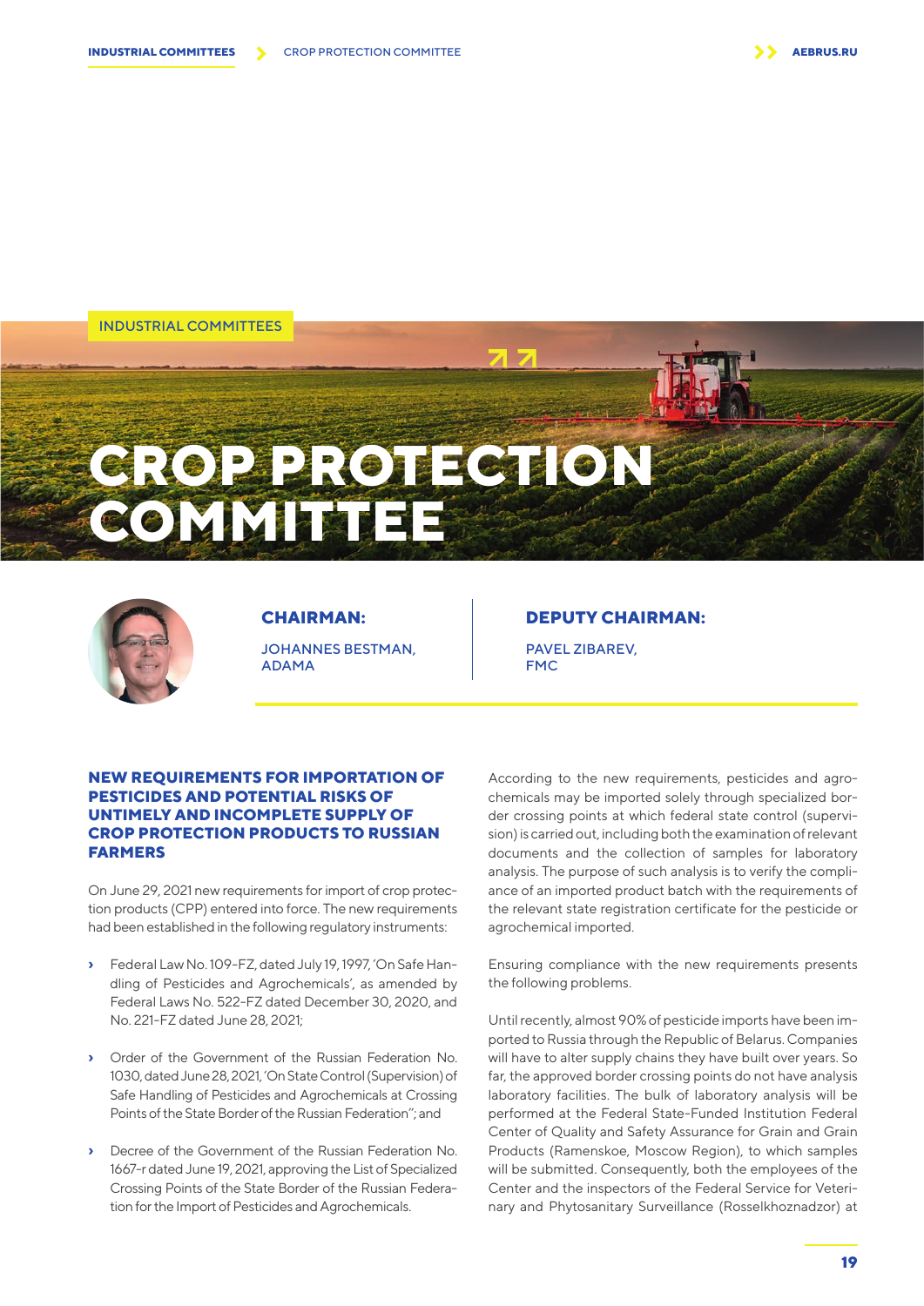INDUSTRIAL COMMITTEES

# CROP PROTECTION COMMITTEE

**CHAIRMAN:**

JOHANNES BESTMAN, ADAMA

**DEPUTY CHAIRMAN:**

PAVEL ZIBAREV, FMC

## NEW REQUIREMENTS FOR IMPORTATION OF PESTICIDES AND POTENTIAL RISKS OF UNTIMELY AND INCOMPLETE SUPPLY OF CROP PROTECTION PRODUCTS TO RUSSIAN FARMERS

On June 29, 2021 new requirements for import of crop protection products (CPP) entered into force. The new requirements had been established in the following regulatory instruments:

- Federal Law No. 109-FZ, dated July 19, 1997, 'On Safe Handling of Pesticides and Agrochemicals', as amended by Federal Laws No. 522-FZ dated December 30, 2020, and No. 221-FZ dated June 28, 2021;
- Order of the Government of the Russian Federation No. 1030, dated June 28, 2021, 'On State Control (Supervision) of Safe Handling of Pesticides and Agrochemicals at Crossing Points of the State Border of the Russian Federation"; and
- Decree of the Government of the Russian Federation No. 1667-r dated June 19, 2021, approving the List of Specialized Crossing Points of the State Border of the Russian Federation for the Import of Pesticides and Agrochemicals.

According to the new requirements, pesticides and agrochemicals may be imported solely through specialized border crossing points at which federal state control (supervision) is carried out, including both the examination of relevant documents and the collection of samples for laboratory analysis. The purpose of such analysis is to verify the compliance of an imported product batch with the requirements of the relevant state registration certificate for the pesticide or agrochemical imported.

Ensuring compliance with the new requirements presents the following problems.

Until recently, almost 90% of pesticide imports have been imported to Russia through the Republic of Belarus. Companies will have to alter supply chains they have built over years. So far, the approved border crossing points do not have analysis laboratory facilities. The bulk of laboratory analysis will be performed at the Federal State-Funded Institution Federal Center of Quality and Safety Assurance for Grain and Grain Products (Ramenskoe, Moscow Region), to which samples will be submitted. Consequently, both the employees of the Center and the inspectors of the Federal Service for Veterinary and Phytosanitary Surveillance (Rosselkhoznadzor) at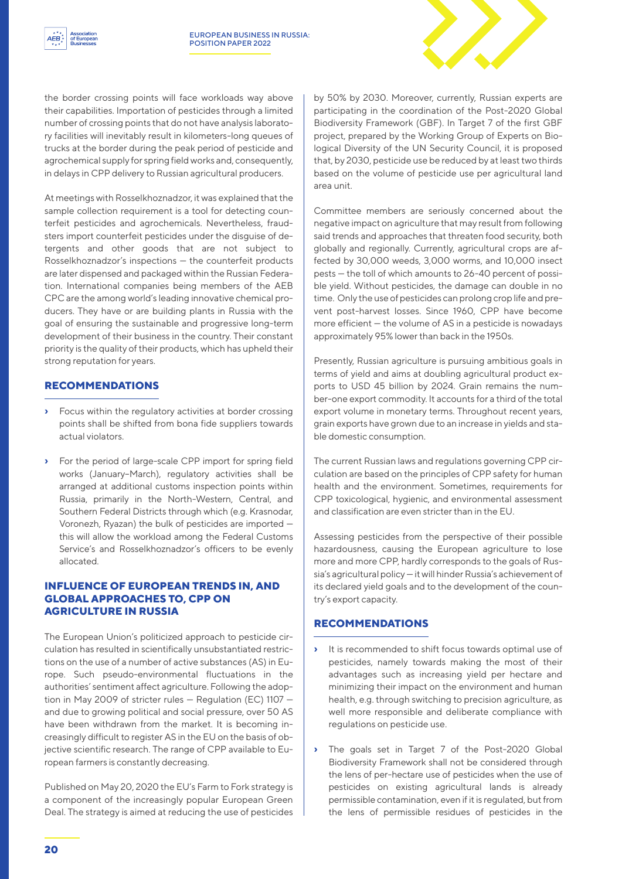the border crossing points will face workloads way above their capabilities. Importation of pesticides through a limited number of crossing points that do not have analysis laboratory facilities will inevitably result in kilometers-long queues of trucks at the border during the peak period of pesticide and agrochemical supply for spring field works and, consequently, in delays in CPP delivery to Russian agricultural producers.

At meetings with Rosselkhoznadzor, it was explained that the sample collection requirement is a tool for detecting counterfeit pesticides and agrochemicals. Nevertheless, fraudsters import counterfeit pesticides under the disguise of detergents and other goods that are not subject to Rosselkhoznadzor's inspections — the counterfeit products are later dispensed and packaged within the Russian Federation. International companies being members of the AEB CPC are the among world's leading innovative chemical producers. They have or are building plants in Russia with the goal of ensuring the sustainable and progressive long-term development of their business in the country. Their constant priority is the quality of their products, which has upheld their strong reputation for years.

### RECOMMENDATIONS

- Focus within the regulatory activities at border crossing points shall be shifted from bona fide suppliers towards actual violators.
- For the period of large-scale CPP import for spring field works (January–March), regulatory activities shall be arranged at additional customs inspection points within Russia, primarily in the North-Western, Central, and Southern Federal Districts through which (e.g. Krasnodar, Voronezh, Ryazan) the bulk of pesticides are imported — this will allow the workload among the Federal Customs Service's and Rosselkhoznadzor's officers to be evenly allocated.

### INFLUENCE OF EUROPEAN TRENDS IN, AND GLOBAL APPROACHES TO, CPP ON AGRICULTURE IN RUSSIA

The European Union's politicized approach to pesticide circulation has resulted in scientifically unsubstantiated restrictions on the use of a number of active substances (AS) in Europe. Such pseudo-environmental fluctuations in the authorities' sentiment affect agriculture. Following the adoption in May 2009 of stricter rules — Regulation (EC) 1107 — and due to growing political and social pressure, over 50 AS have been withdrawn from the market. It is becoming increasingly difficult to register AS in the EU on the basis of objective scientific research. The range of CPP available to European farmers is constantly decreasing.

Published on May 20, 2020 the EU's Farm to Fork strategy is a component of the increasingly popular European Green Deal. The strategy is aimed at reducing the use of pesticides by 50% by 2030. Moreover, currently, Russian experts are participating in the coordination of the Post-2020 Global Biodiversity Framework (GBF). In Target 7 of the first GBF project, prepared by the Working Group of Experts on Biological Diversity of the UN Security Council, it is proposed that, by 2030, pesticide use be reduced by at least two thirds based on the volume of pesticide use per agricultural land area unit.

Committee members are seriously concerned about the negative impact on agriculture that may result from following said trends and approaches that threaten food security, both globally and regionally. Currently, agricultural crops are affected by 30,000 weeds, 3,000 worms, and 10,000 insect pests — the toll of which amounts to 26–40 percent of possible yield. Without pesticides, the damage can double in no time. Only the use of pesticides can prolong crop life and prevent post-harvest losses. Since 1960, CPP have become more efficient — the volume of AS in a pesticide is nowadays approximately 95% lower than back in the 1950s.

Presently, Russian agriculture is pursuing ambitious goals in terms of yield and aims at doubling agricultural product exports to USD 45 billion by 2024. Grain remains the number-one export commodity. It accounts for a third of the total export volume in monetary terms. Throughout recent years, grain exports have grown due to an increase in yields and stable domestic consumption.

The current Russian laws and regulations governing CPP circulation are based on the principles of CPP safety for human health and the environment. Sometimes, requirements for CPP toxicological, hygienic, and environmental assessment and classification are even stricter than in the EU.

Assessing pesticides from the perspective of their possible hazardousness, causing the European agriculture to lose more and more CPP, hardly corresponds to the goals of Russia's agricultural policy — it will hinder Russia's achievement of its declared yield goals and to the development of the country's export capacity.

### RECOMMENDATIONS

- It is recommended to shift focus towards optimal use of pesticides, namely towards making the most of their advantages such as increasing yield per hectare and minimizing their impact on the environment and human health, e.g. through switching to precision agriculture, as well more responsible and deliberate compliance with regulations on pesticide use.
- The goals set in Target 7 of the Post-2020 Global Biodiversity Framework shall not be considered through the lens of per-hectare use of pesticides when the use of pesticides on existing agricultural lands is already permissible contamination, even if it is regulated, but from the lens of permissible residues of pesticides in the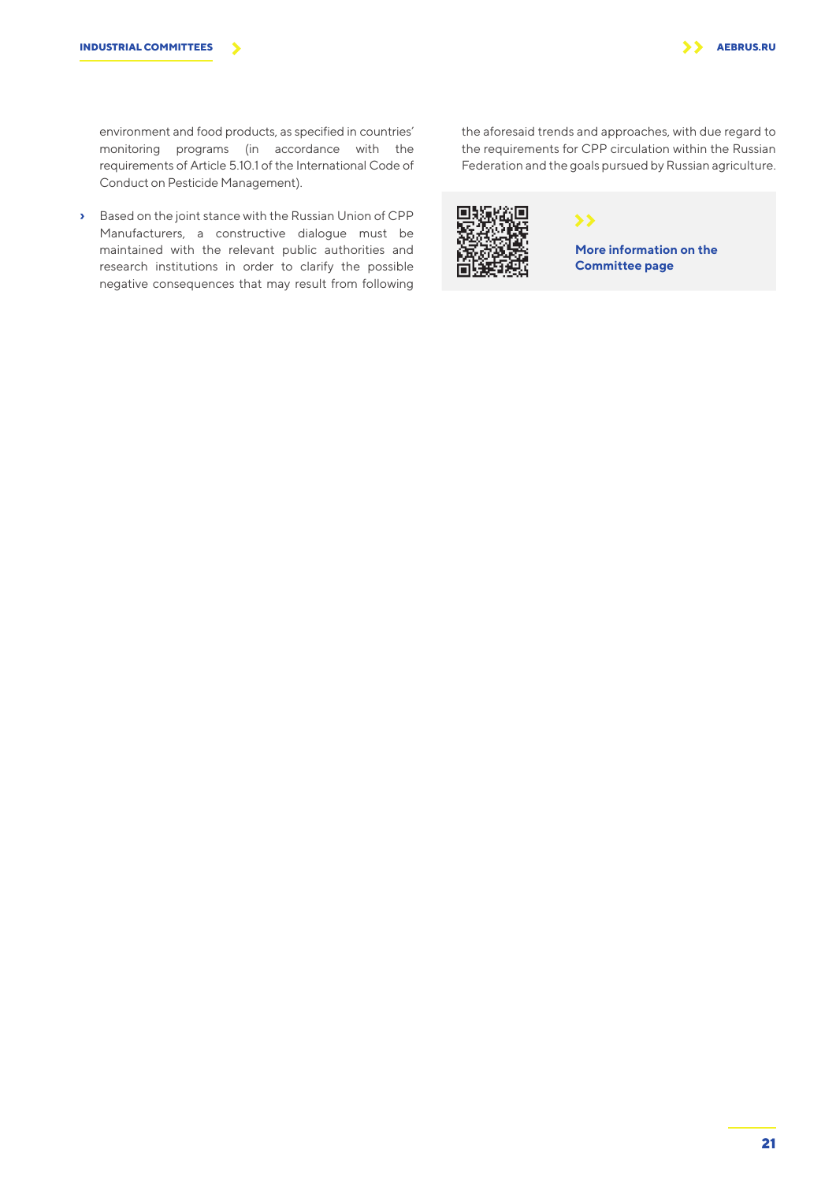environment and food products, as specified in countries' monitoring programs (in accordance with the requirements of Article 5.10.1 of the International Code of Conduct on Pesticide Management).

- Based on the joint stance with the Russian Union of CPP Manufacturers, a constructive dialogue must be maintained with the relevant public authorities and research institutions in order to clarify the possible negative consequences that may result from following the aforesaid trends and approaches, with due regard to the requirements for CPP circulation within the Russian Federation and the goals pursued by Russian agriculture.

**More information on the Committee page**